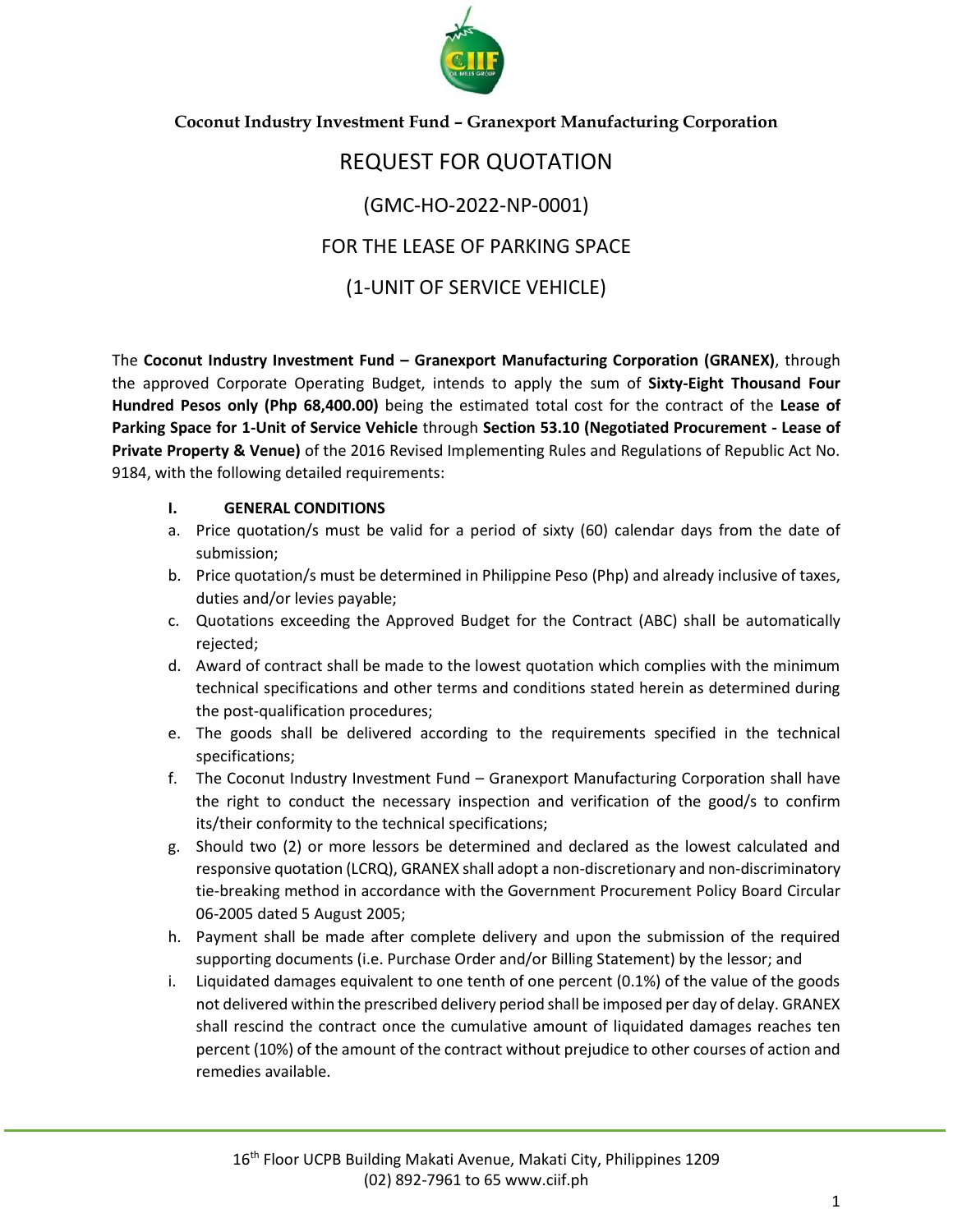**Coconut Industry Investment Fund – Granexport Manufacturing Corporation**

# REQUEST FOR QUOTATION

## (GMC-HO-2022-NP-0001)

## FOR THE LEASE OF PARKING SPACE

## (1-UNIT OF SERVICE VEHICLE)

The **Coconut Industry Investment Fund – Granexport Manufacturing Corporation (GRANEX)**, through the approved Corporate Operating Budget, intends to apply the sum of **Sixty-Eight Thousand Four Hundred Pesos only (Php 68,400.00)** being the estimated total cost for the contract of the **Lease of Parking Space for 1-Unit of Service Vehicle** through **Section 53.10 (Negotiated Procurement - Lease of Private Property & Venue)** of the 2016 Revised Implementing Rules and Regulations of Republic Act No. 9184, with the following detailed requirements:

### I. GENERAL CONDITIONS

a. Price quotation/s must be valid for a period of sixty (60) calendar days from the date of submission;

b. Price quotation/s must be determined in Philippine Peso (Php) and already inclusive of taxes, duties and/or levies payable;

c. Quotations exceeding the Approved Budget for the Contract (ABC) shall be automatically rejected;

d. Award of contract shall be made to the lowest quotation which complies with the minimum technical specifications and other terms and conditions stated herein as determined during the post-qualification procedures;

e. The goods shall be delivered according to the requirements specified in the technical specifications;

f. The Coconut Industry Investment Fund – Granexport Manufacturing Corporation shall have the right to conduct the necessary inspection and verification of the good/s to confirm its/their conformity to the technical specifications;

g. Should two (2) or more lessors be determined and declared as the lowest calculated and responsive quotation (LCRQ), GRANEX shall adopt a non-discretionary and non-discriminatory tie-breaking method in accordance with the Government Procurement Policy Board Circular 06-2005 dated 5 August 2005;

h. Payment shall be made after complete delivery and upon the submission of the required supporting documents (i.e. Purchase Order and/or Billing Statement) by the lessor; and

i. Liquidated damages equivalent to one tenth of one percent (0.1%) of the value of the goods not delivered within the prescribed delivery period shall be imposed per day of delay. GRANEX shall rescind the contract once the cumulative amount of liquidated damages reaches ten percent (10%) of the amount of the contract without prejudice to other courses of action and remedies available.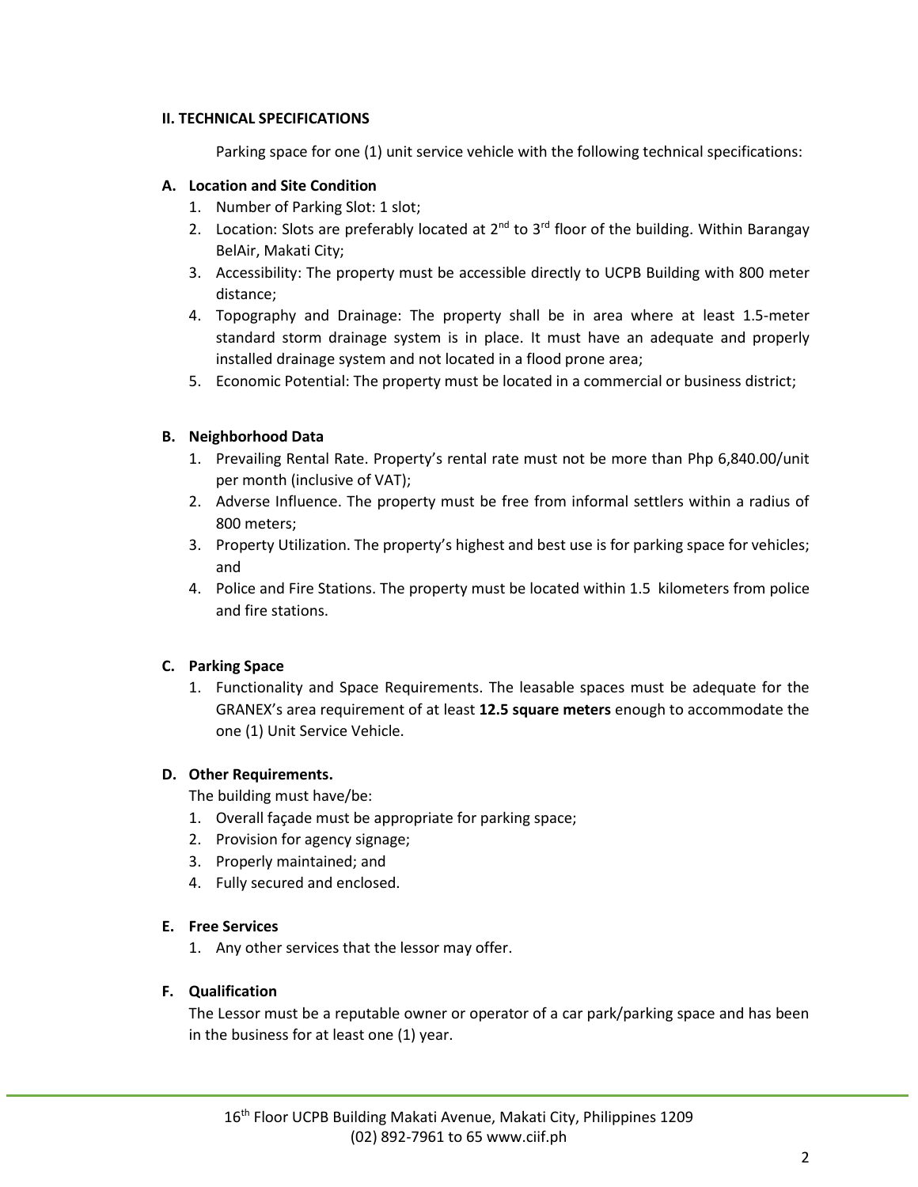## II. TECHNICAL SPECIFICATIONS

Parking space for one (1) unit service vehicle with the following technical specifications:

### A. Location and Site Condition

1. Number of Parking Slot: 1 slot;
2. Location: Slots are preferably located at 2nd to 3rd floor of the building. Within Barangay BelAir, Makati City;
3. Accessibility: The property must be accessible directly to UCPB Building with 800 meter distance;
4. Topography and Drainage: The property shall be in area where at least 1.5-meter standard storm drainage system is in place. It must have an adequate and properly installed drainage system and not located in a flood prone area;
5. Economic Potential: The property must be located in a commercial or business district;

### B. Neighborhood Data

1. Prevailing Rental Rate. Property's rental rate must not be more than Php 6,840.00/unit per month (inclusive of VAT);
2. Adverse Influence. The property must be free from informal settlers within a radius of 800 meters;
3. Property Utilization. The property's highest and best use is for parking space for vehicles; and
4. Police and Fire Stations. The property must be located within 1.5 kilometers from police and fire stations.

### C. Parking Space

1. Functionality and Space Requirements. The leasable spaces must be adequate for the GRANEX's area requirement of at least **12.5 square meters** enough to accommodate the one (1) Unit Service Vehicle.

### D. Other Requirements.

The building must have/be:

1. Overall façade must be appropriate for parking space;
2. Provision for agency signage;
3. Properly maintained; and
4. Fully secured and enclosed.

### E. Free Services

1. Any other services that the lessor may offer.

### F. Qualification

The Lessor must be a reputable owner or operator of a car park/parking space and has been in the business for at least one (1) year.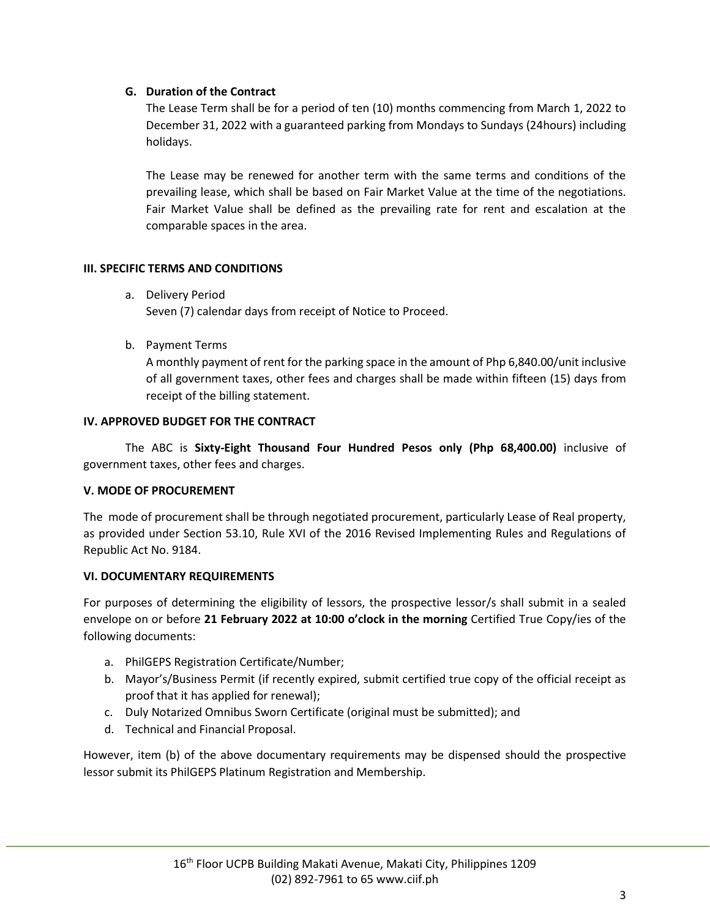### G. Duration of the Contract

The Lease Term shall be for a period of ten (10) months commencing from March 1, 2022 to December 31, 2022 with a guaranteed parking from Mondays to Sundays (24hours) including holidays.

The Lease may be renewed for another term with the same terms and conditions of the prevailing lease, which shall be based on Fair Market Value at the time of the negotiations. Fair Market Value shall be defined as the prevailing rate for rent and escalation at the comparable spaces in the area.

## III. SPECIFIC TERMS AND CONDITIONS

a. Delivery Period
   Seven (7) calendar days from receipt of Notice to Proceed.

b. Payment Terms
   A monthly payment of rent for the parking space in the amount of Php 6,840.00/unit inclusive of all government taxes, other fees and charges shall be made within fifteen (15) days from receipt of the billing statement.

## IV. APPROVED BUDGET FOR THE CONTRACT

The ABC is **Sixty-Eight Thousand Four Hundred Pesos only (Php 68,400.00)** inclusive of government taxes, other fees and charges.

## V. MODE OF PROCUREMENT

The mode of procurement shall be through negotiated procurement, particularly Lease of Real property, as provided under Section 53.10, Rule XVI of the 2016 Revised Implementing Rules and Regulations of Republic Act No. 9184.

## VI. DOCUMENTARY REQUIREMENTS

For purposes of determining the eligibility of lessors, the prospective lessor/s shall submit in a sealed envelope on or before **21 February 2022 at 10:00 o'clock in the morning** Certified True Copy/ies of the following documents:

a. PhilGEPS Registration Certificate/Number;
b. Mayor's/Business Permit (if recently expired, submit certified true copy of the official receipt as proof that it has applied for renewal);
c. Duly Notarized Omnibus Sworn Certificate (original must be submitted); and
d. Technical and Financial Proposal.

However, item (b) of the above documentary requirements may be dispensed should the prospective lessor submit its PhilGEPS Platinum Registration and Membership.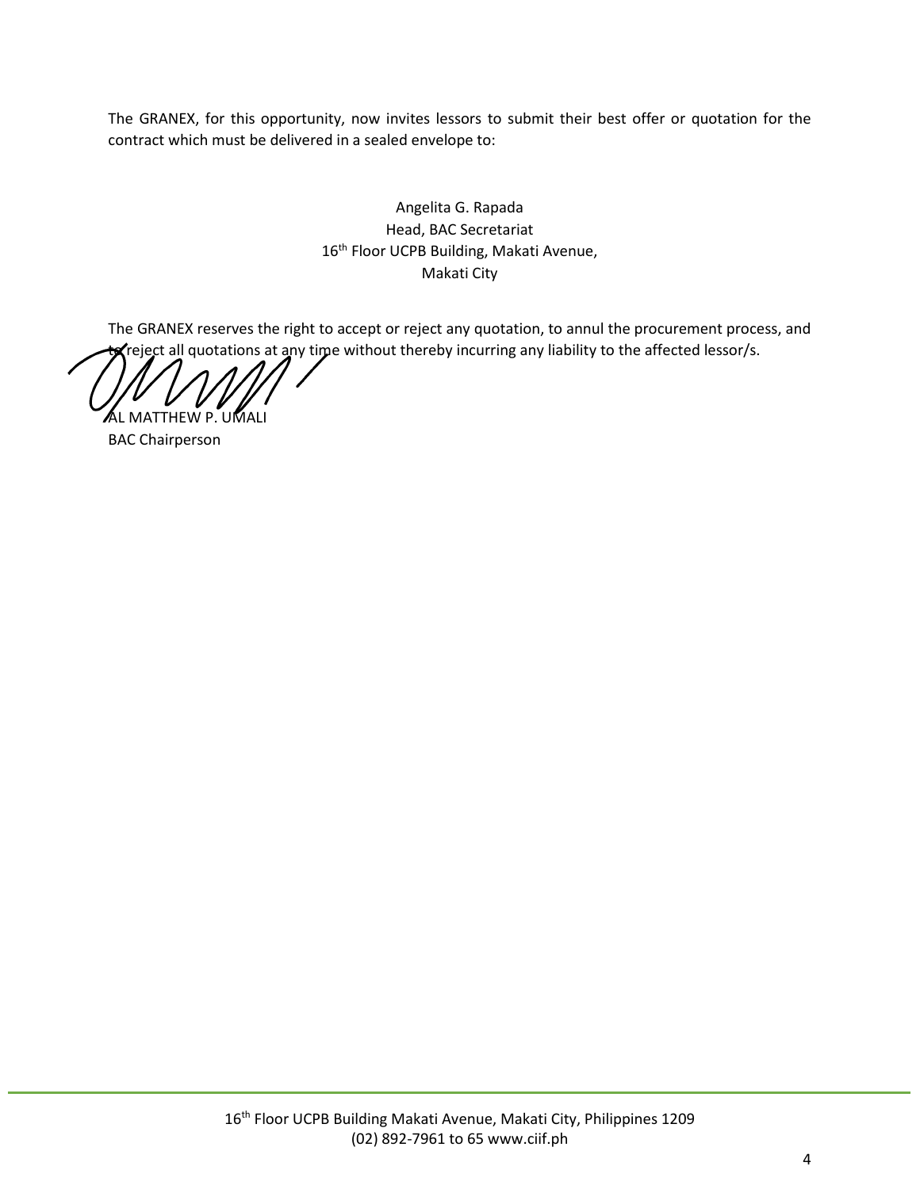The GRANEX, for this opportunity, now invites lessors to submit their best offer or quotation for the contract which must be delivered in a sealed envelope to:

Angelita G. Rapada
Head, BAC Secretariat
16th Floor UCPB Building, Makati Avenue,
Makati City

The GRANEX reserves the right to accept or reject any quotation, to annul the procurement process, and to reject all quotations at any time without thereby incurring any liability to the affected lessor/s.

AL MATTHEW P. UMALI
BAC Chairperson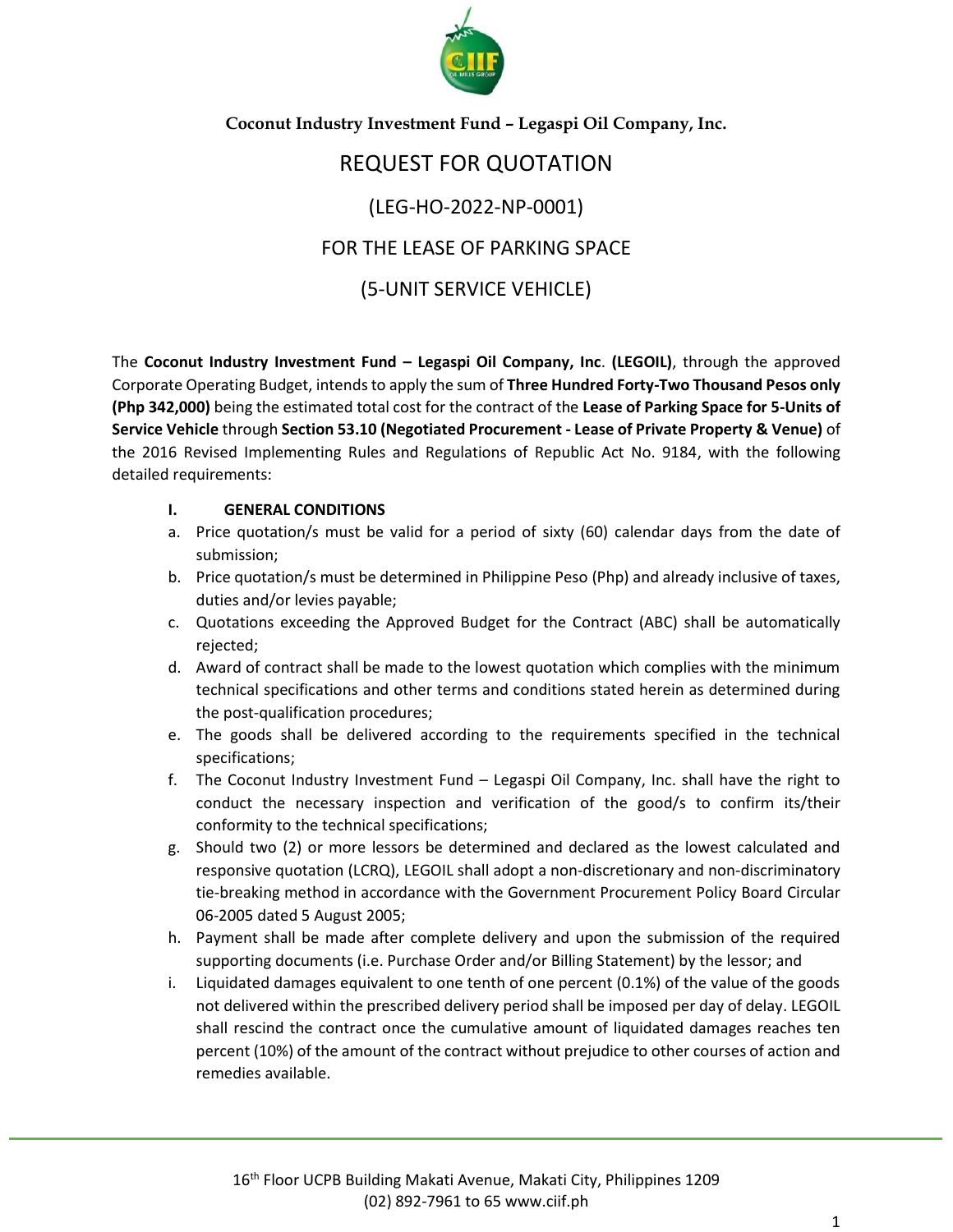**Coconut Industry Investment Fund – Legaspi Oil Company, Inc.**

# REQUEST FOR QUOTATION

## (LEG-HO-2022-NP-0001)

## FOR THE LEASE OF PARKING SPACE

## (5-UNIT SERVICE VEHICLE)

The **Coconut Industry Investment Fund – Legaspi Oil Company, Inc**. **(LEGOIL)**, through the approved Corporate Operating Budget, intends to apply the sum of **Three Hundred Forty-Two Thousand Pesos only (Php 342,000)** being the estimated total cost for the contract of the **Lease of Parking Space for 5-Units of Service Vehicle** through **Section 53.10 (Negotiated Procurement - Lease of Private Property & Venue)** of the 2016 Revised Implementing Rules and Regulations of Republic Act No. 9184, with the following detailed requirements:

**I. GENERAL CONDITIONS**

a. Price quotation/s must be valid for a period of sixty (60) calendar days from the date of submission;

b. Price quotation/s must be determined in Philippine Peso (Php) and already inclusive of taxes, duties and/or levies payable;

c. Quotations exceeding the Approved Budget for the Contract (ABC) shall be automatically rejected;

d. Award of contract shall be made to the lowest quotation which complies with the minimum technical specifications and other terms and conditions stated herein as determined during the post-qualification procedures;

e. The goods shall be delivered according to the requirements specified in the technical specifications;

f. The Coconut Industry Investment Fund – Legaspi Oil Company, Inc. shall have the right to conduct the necessary inspection and verification of the good/s to confirm its/their conformity to the technical specifications;

g. Should two (2) or more lessors be determined and declared as the lowest calculated and responsive quotation (LCRQ), LEGOIL shall adopt a non-discretionary and non-discriminatory tie-breaking method in accordance with the Government Procurement Policy Board Circular 06-2005 dated 5 August 2005;

h. Payment shall be made after complete delivery and upon the submission of the required supporting documents (i.e. Purchase Order and/or Billing Statement) by the lessor; and

i. Liquidated damages equivalent to one tenth of one percent (0.1%) of the value of the goods not delivered within the prescribed delivery period shall be imposed per day of delay. LEGOIL shall rescind the contract once the cumulative amount of liquidated damages reaches ten percent (10%) of the amount of the contract without prejudice to other courses of action and remedies available.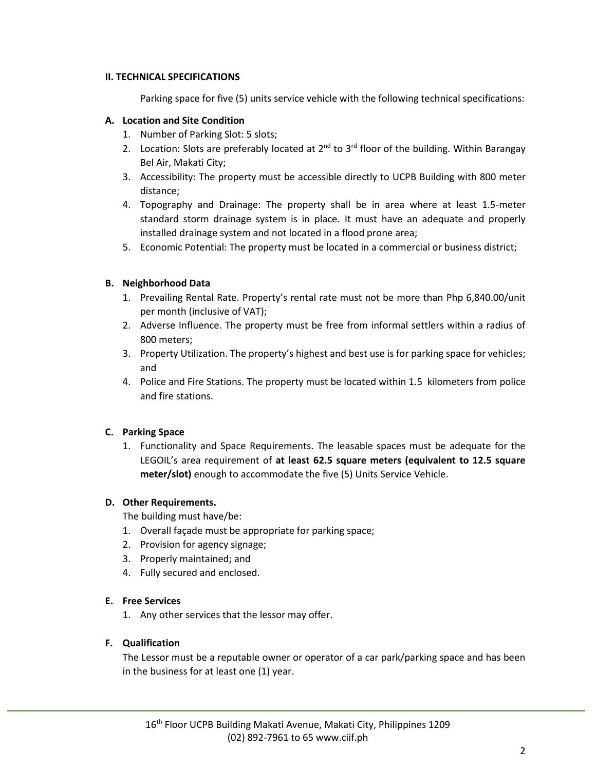## II. TECHNICAL SPECIFICATIONS

Parking space for five (5) units service vehicle with the following technical specifications:

### A. Location and Site Condition

1. Number of Parking Slot: 5 slots;
2. Location: Slots are preferably located at 2nd to 3rd floor of the building. Within Barangay Bel Air, Makati City;
3. Accessibility: The property must be accessible directly to UCPB Building with 800 meter distance;
4. Topography and Drainage: The property shall be in area where at least 1.5-meter standard storm drainage system is in place. It must have an adequate and properly installed drainage system and not located in a flood prone area;
5. Economic Potential: The property must be located in a commercial or business district;

### B. Neighborhood Data

1. Prevailing Rental Rate. Property's rental rate must not be more than Php 6,840.00/unit per month (inclusive of VAT);
2. Adverse Influence. The property must be free from informal settlers within a radius of 800 meters;
3. Property Utilization. The property's highest and best use is for parking space for vehicles; and
4. Police and Fire Stations. The property must be located within 1.5 kilometers from police and fire stations.

### C. Parking Space

1. Functionality and Space Requirements. The leasable spaces must be adequate for the LEGOIL's area requirement of **at least 62.5 square meters (equivalent to 12.5 square meter/slot)** enough to accommodate the five (5) Units Service Vehicle.

### D. Other Requirements.

The building must have/be:

1. Overall façade must be appropriate for parking space;
2. Provision for agency signage;
3. Properly maintained; and
4. Fully secured and enclosed.

### E. Free Services

1. Any other services that the lessor may offer.

### F. Qualification

The Lessor must be a reputable owner or operator of a car park/parking space and has been in the business for at least one (1) year.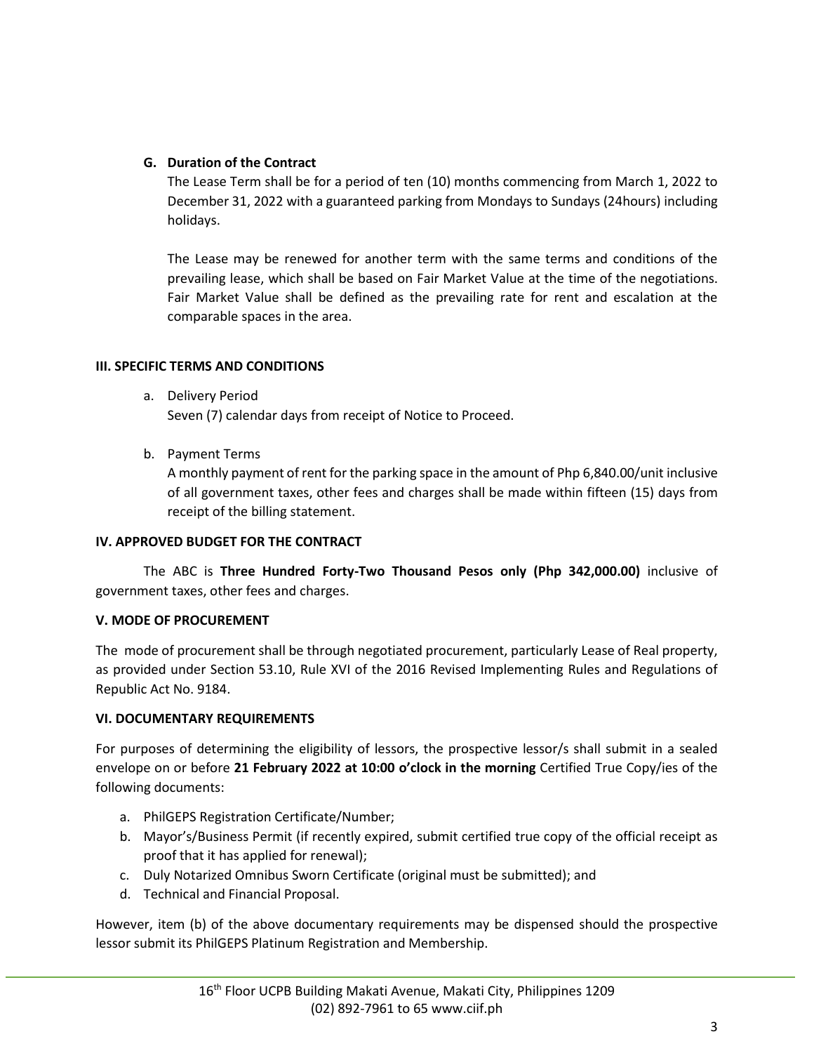### G. Duration of the Contract

The Lease Term shall be for a period of ten (10) months commencing from March 1, 2022 to December 31, 2022 with a guaranteed parking from Mondays to Sundays (24hours) including holidays.

The Lease may be renewed for another term with the same terms and conditions of the prevailing lease, which shall be based on Fair Market Value at the time of the negotiations. Fair Market Value shall be defined as the prevailing rate for rent and escalation at the comparable spaces in the area.

## III. SPECIFIC TERMS AND CONDITIONS

a. Delivery Period
   Seven (7) calendar days from receipt of Notice to Proceed.

b. Payment Terms
   A monthly payment of rent for the parking space in the amount of Php 6,840.00/unit inclusive of all government taxes, other fees and charges shall be made within fifteen (15) days from receipt of the billing statement.

## IV. APPROVED BUDGET FOR THE CONTRACT

The ABC is **Three Hundred Forty-Two Thousand Pesos only (Php 342,000.00)** inclusive of government taxes, other fees and charges.

## V. MODE OF PROCUREMENT

The mode of procurement shall be through negotiated procurement, particularly Lease of Real property, as provided under Section 53.10, Rule XVI of the 2016 Revised Implementing Rules and Regulations of Republic Act No. 9184.

## VI. DOCUMENTARY REQUIREMENTS

For purposes of determining the eligibility of lessors, the prospective lessor/s shall submit in a sealed envelope on or before **21 February 2022 at 10:00 o'clock in the morning** Certified True Copy/ies of the following documents:

a. PhilGEPS Registration Certificate/Number;
b. Mayor's/Business Permit (if recently expired, submit certified true copy of the official receipt as proof that it has applied for renewal);
c. Duly Notarized Omnibus Sworn Certificate (original must be submitted); and
d. Technical and Financial Proposal.

However, item (b) of the above documentary requirements may be dispensed should the prospective lessor submit its PhilGEPS Platinum Registration and Membership.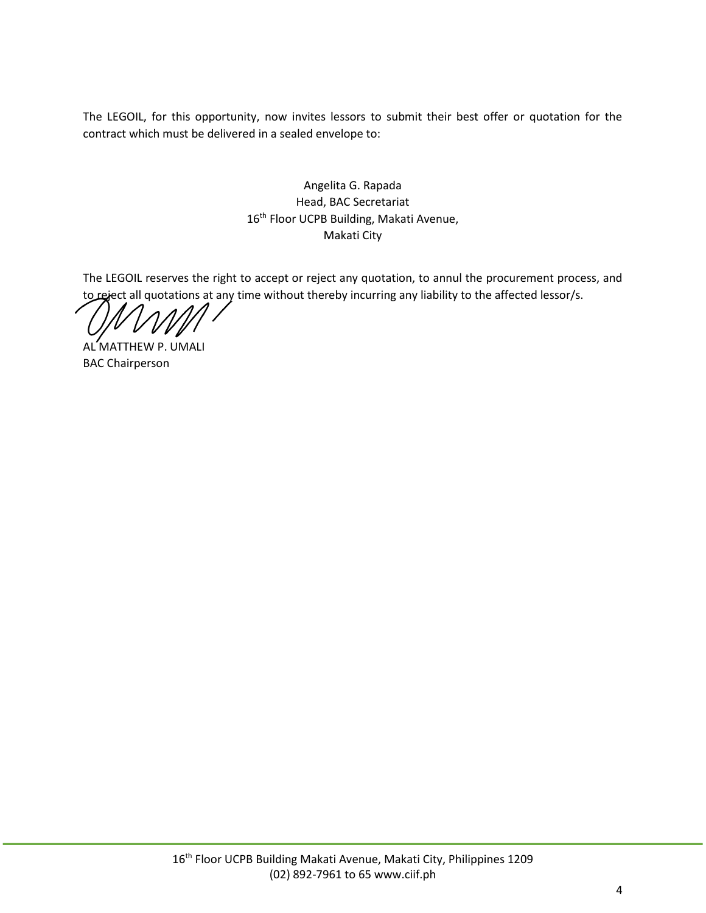The LEGOIL, for this opportunity, now invites lessors to submit their best offer or quotation for the contract which must be delivered in a sealed envelope to:

Angelita G. Rapada
Head, BAC Secretariat
16th Floor UCPB Building, Makati Avenue,
Makati City

The LEGOIL reserves the right to accept or reject any quotation, to annul the procurement process, and to reject all quotations at any time without thereby incurring any liability to the affected lessor/s.

AL MATTHEW P. UMALI
BAC Chairperson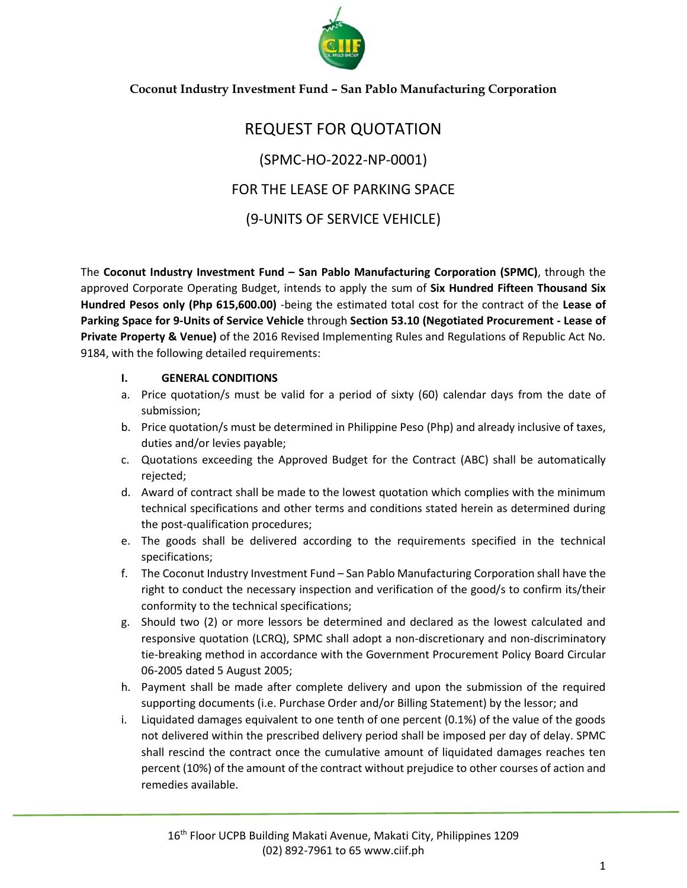**Coconut Industry Investment Fund – San Pablo Manufacturing Corporation**

# REQUEST FOR QUOTATION

## (SPMC-HO-2022-NP-0001)

## FOR THE LEASE OF PARKING SPACE

## (9-UNITS OF SERVICE VEHICLE)

The **Coconut Industry Investment Fund – San Pablo Manufacturing Corporation (SPMC)**, through the approved Corporate Operating Budget, intends to apply the sum of **Six Hundred Fifteen Thousand Six Hundred Pesos only (Php 615,600.00)** -being the estimated total cost for the contract of the **Lease of Parking Space for 9-Units of Service Vehicle** through **Section 53.10 (Negotiated Procurement - Lease of Private Property & Venue)** of the 2016 Revised Implementing Rules and Regulations of Republic Act No. 9184, with the following detailed requirements:

**I. GENERAL CONDITIONS**

a. Price quotation/s must be valid for a period of sixty (60) calendar days from the date of submission;
b. Price quotation/s must be determined in Philippine Peso (Php) and already inclusive of taxes, duties and/or levies payable;
c. Quotations exceeding the Approved Budget for the Contract (ABC) shall be automatically rejected;
d. Award of contract shall be made to the lowest quotation which complies with the minimum technical specifications and other terms and conditions stated herein as determined during the post-qualification procedures;
e. The goods shall be delivered according to the requirements specified in the technical specifications;
f. The Coconut Industry Investment Fund – San Pablo Manufacturing Corporation shall have the right to conduct the necessary inspection and verification of the good/s to confirm its/their conformity to the technical specifications;
g. Should two (2) or more lessors be determined and declared as the lowest calculated and responsive quotation (LCRQ), SPMC shall adopt a non-discretionary and non-discriminatory tie-breaking method in accordance with the Government Procurement Policy Board Circular 06-2005 dated 5 August 2005;
h. Payment shall be made after complete delivery and upon the submission of the required supporting documents (i.e. Purchase Order and/or Billing Statement) by the lessor; and
i. Liquidated damages equivalent to one tenth of one percent (0.1%) of the value of the goods not delivered within the prescribed delivery period shall be imposed per day of delay. SPMC shall rescind the contract once the cumulative amount of liquidated damages reaches ten percent (10%) of the amount of the contract without prejudice to other courses of action and remedies available.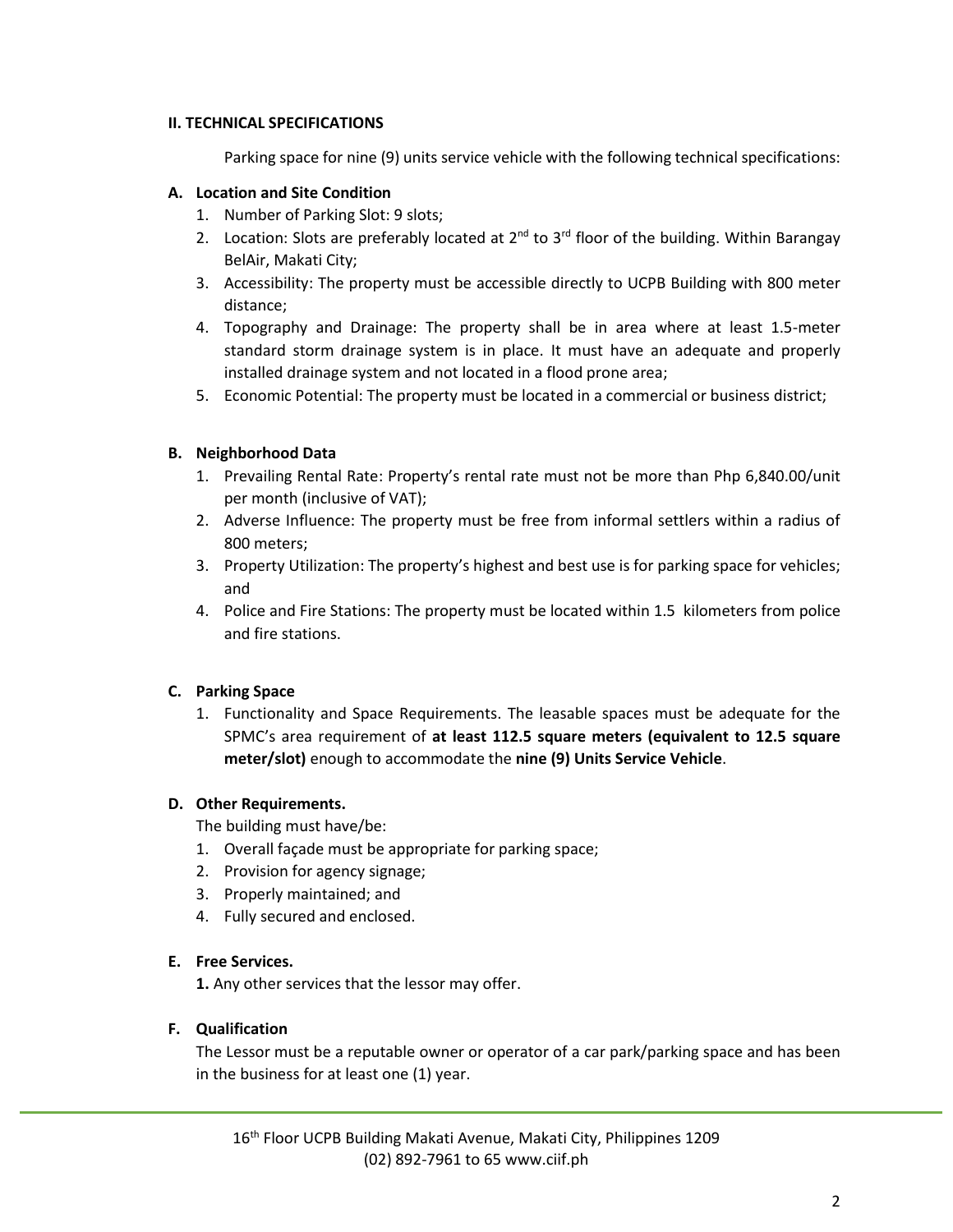## II. TECHNICAL SPECIFICATIONS

Parking space for nine (9) units service vehicle with the following technical specifications:

### A. Location and Site Condition

1. Number of Parking Slot: 9 slots;
2. Location: Slots are preferably located at 2nd to 3rd floor of the building. Within Barangay BelAir, Makati City;
3. Accessibility: The property must be accessible directly to UCPB Building with 800 meter distance;
4. Topography and Drainage: The property shall be in area where at least 1.5-meter standard storm drainage system is in place. It must have an adequate and properly installed drainage system and not located in a flood prone area;
5. Economic Potential: The property must be located in a commercial or business district;

### B. Neighborhood Data

1. Prevailing Rental Rate: Property's rental rate must not be more than Php 6,840.00/unit per month (inclusive of VAT);
2. Adverse Influence: The property must be free from informal settlers within a radius of 800 meters;
3. Property Utilization: The property's highest and best use is for parking space for vehicles; and
4. Police and Fire Stations: The property must be located within 1.5 kilometers from police and fire stations.

### C. Parking Space

1. Functionality and Space Requirements. The leasable spaces must be adequate for the SPMC's area requirement of **at least 112.5 square meters (equivalent to 12.5 square meter/slot)** enough to accommodate the **nine (9) Units Service Vehicle**.

### D. Other Requirements.

The building must have/be:

1. Overall façade must be appropriate for parking space;
2. Provision for agency signage;
3. Properly maintained; and
4. Fully secured and enclosed.

### E. Free Services.

**1.** Any other services that the lessor may offer.

### F. Qualification

The Lessor must be a reputable owner or operator of a car park/parking space and has been in the business for at least one (1) year.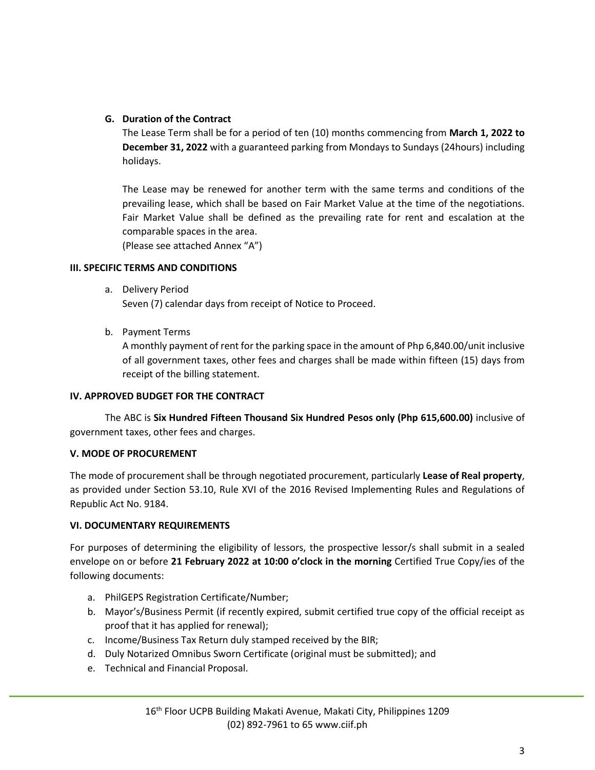### G. Duration of the Contract

The Lease Term shall be for a period of ten (10) months commencing from **March 1, 2022 to December 31, 2022** with a guaranteed parking from Mondays to Sundays (24hours) including holidays.

The Lease may be renewed for another term with the same terms and conditions of the prevailing lease, which shall be based on Fair Market Value at the time of the negotiations. Fair Market Value shall be defined as the prevailing rate for rent and escalation at the comparable spaces in the area.
(Please see attached Annex "A")

## III. SPECIFIC TERMS AND CONDITIONS

a. Delivery Period
   Seven (7) calendar days from receipt of Notice to Proceed.

b. Payment Terms
   A monthly payment of rent for the parking space in the amount of Php 6,840.00/unit inclusive of all government taxes, other fees and charges shall be made within fifteen (15) days from receipt of the billing statement.

## IV. APPROVED BUDGET FOR THE CONTRACT

The ABC is **Six Hundred Fifteen Thousand Six Hundred Pesos only (Php 615,600.00)** inclusive of government taxes, other fees and charges.

## V. MODE OF PROCUREMENT

The mode of procurement shall be through negotiated procurement, particularly **Lease of Real property**, as provided under Section 53.10, Rule XVI of the 2016 Revised Implementing Rules and Regulations of Republic Act No. 9184.

## VI. DOCUMENTARY REQUIREMENTS

For purposes of determining the eligibility of lessors, the prospective lessor/s shall submit in a sealed envelope on or before **21 February 2022 at 10:00 o'clock in the morning** Certified True Copy/ies of the following documents:

a. PhilGEPS Registration Certificate/Number;
b. Mayor's/Business Permit (if recently expired, submit certified true copy of the official receipt as proof that it has applied for renewal);
c. Income/Business Tax Return duly stamped received by the BIR;
d. Duly Notarized Omnibus Sworn Certificate (original must be submitted); and
e. Technical and Financial Proposal.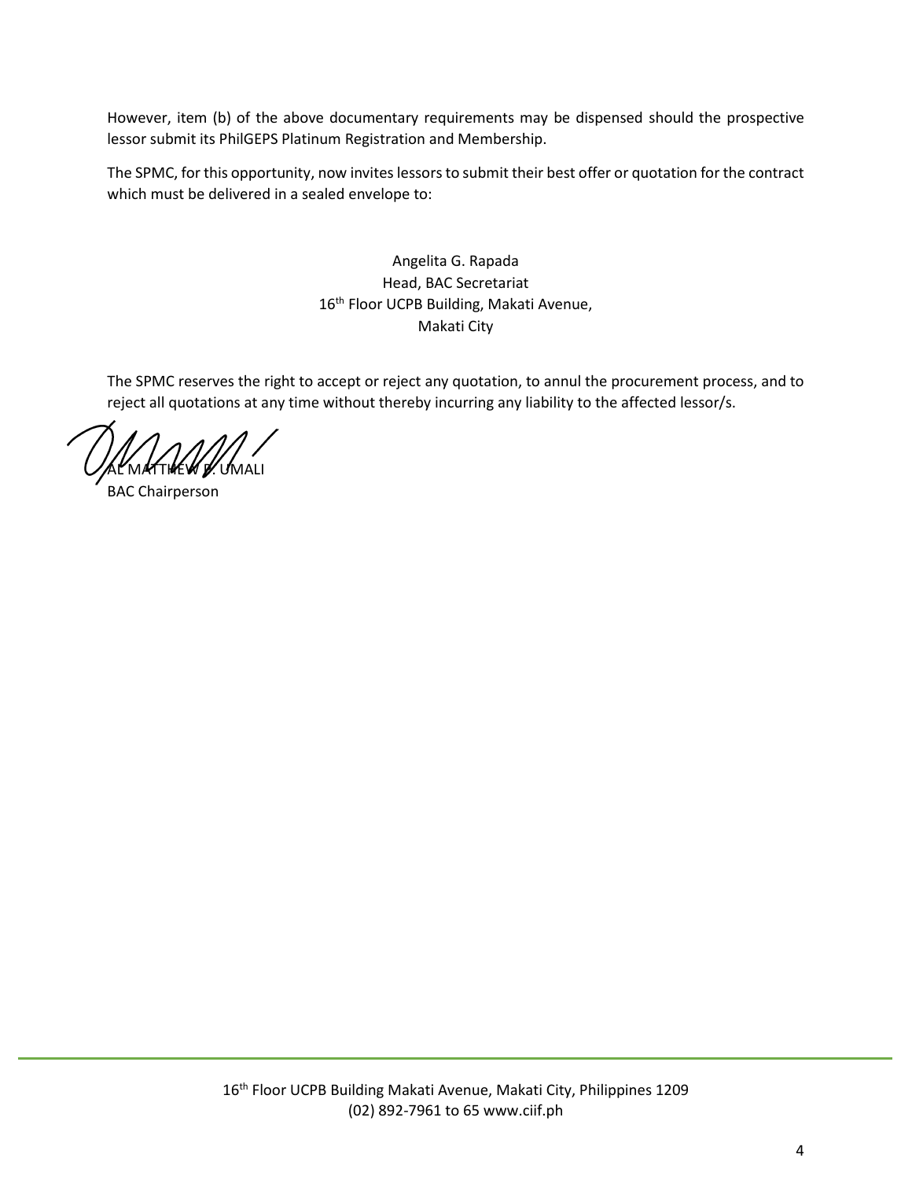However, item (b) of the above documentary requirements may be dispensed should the prospective lessor submit its PhilGEPS Platinum Registration and Membership.

The SPMC, for this opportunity, now invites lessors to submit their best offer or quotation for the contract which must be delivered in a sealed envelope to:

Angelita G. Rapada
Head, BAC Secretariat
16th Floor UCPB Building, Makati Avenue,
Makati City

The SPMC reserves the right to accept or reject any quotation, to annul the procurement process, and to reject all quotations at any time without thereby incurring any liability to the affected lessor/s.

AL MATTHEW B. UMALI
BAC Chairperson

16th Floor UCPB Building Makati Avenue, Makati City, Philippines 1209
(02) 892-7961 to 65 www.ciif.ph